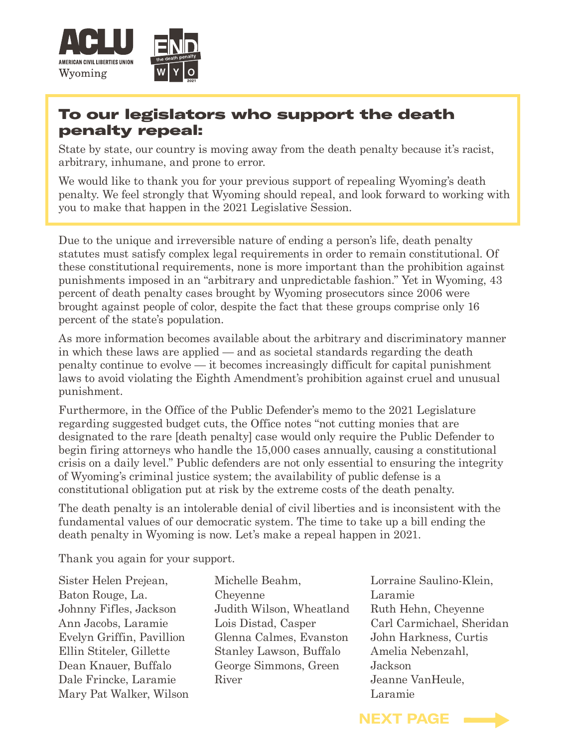ACLU

AMERICAN CIVIL LIBERTIES UNION

Wyoming

END the death penalty WYO 2021

## To our legislators who support the death penalty repeal:

State by state, our country is moving away from the death penalty because it's racist, arbitrary, inhumane, and prone to error.

We would like to thank you for your previous support of repealing Wyoming's death penalty. We feel strongly that Wyoming should repeal, and look forward to working with you to make that happen in the 2021 Legislative Session.

Due to the unique and irreversible nature of ending a person's life, death penalty statutes must satisfy complex legal requirements in order to remain constitutional. Of these constitutional requirements, none is more important than the prohibition against punishments imposed in an "arbitrary and unpredictable fashion." Yet in Wyoming, 43 percent of death penalty cases brought by Wyoming prosecutors since 2006 were brought against people of color, despite the fact that these groups comprise only 16 percent of the state's population.

As more information becomes available about the arbitrary and discriminatory manner in which these laws are applied — and as societal standards regarding the death penalty continue to evolve — it becomes increasingly difficult for capital punishment laws to avoid violating the Eighth Amendment's prohibition against cruel and unusual punishment.

Furthermore, in the Office of the Public Defender's memo to the 2021 Legislature regarding suggested budget cuts, the Office notes "not cutting monies that are designated to the rare [death penalty] case would only require the Public Defender to begin firing attorneys who handle the 15,000 cases annually, causing a constitutional crisis on a daily level." Public defenders are not only essential to ensuring the integrity of Wyoming's criminal justice system; the availability of public defense is a constitutional obligation put at risk by the extreme costs of the death penalty.

The death penalty is an intolerable denial of civil liberties and is inconsistent with the fundamental values of our democratic system. The time to take up a bill ending the death penalty in Wyoming is now. Let's make a repeal happen in 2021.

Thank you again for your support.

Sister Helen Prejean, Baton Rouge, La.
Johnny Fifles, Jackson
Ann Jacobs, Laramie
Evelyn Griffin, Pavillion
Ellin Stiteler, Gillette
Dean Knauer, Buffalo
Dale Frincke, Laramie
Mary Pat Walker, Wilson
Michelle Beahm, Cheyenne
Judith Wilson, Wheatland
Lois Distad, Casper
Glenna Calmes, Evanston
Stanley Lawson, Buffalo
George Simmons, Green River
Lorraine Saulino-Klein, Laramie
Ruth Hehn, Cheyenne
Carl Carmichael, Sheridan
John Harkness, Curtis
Amelia Nebenzahl, Jackson
Jeanne VanHeule, Laramie

NEXT PAGE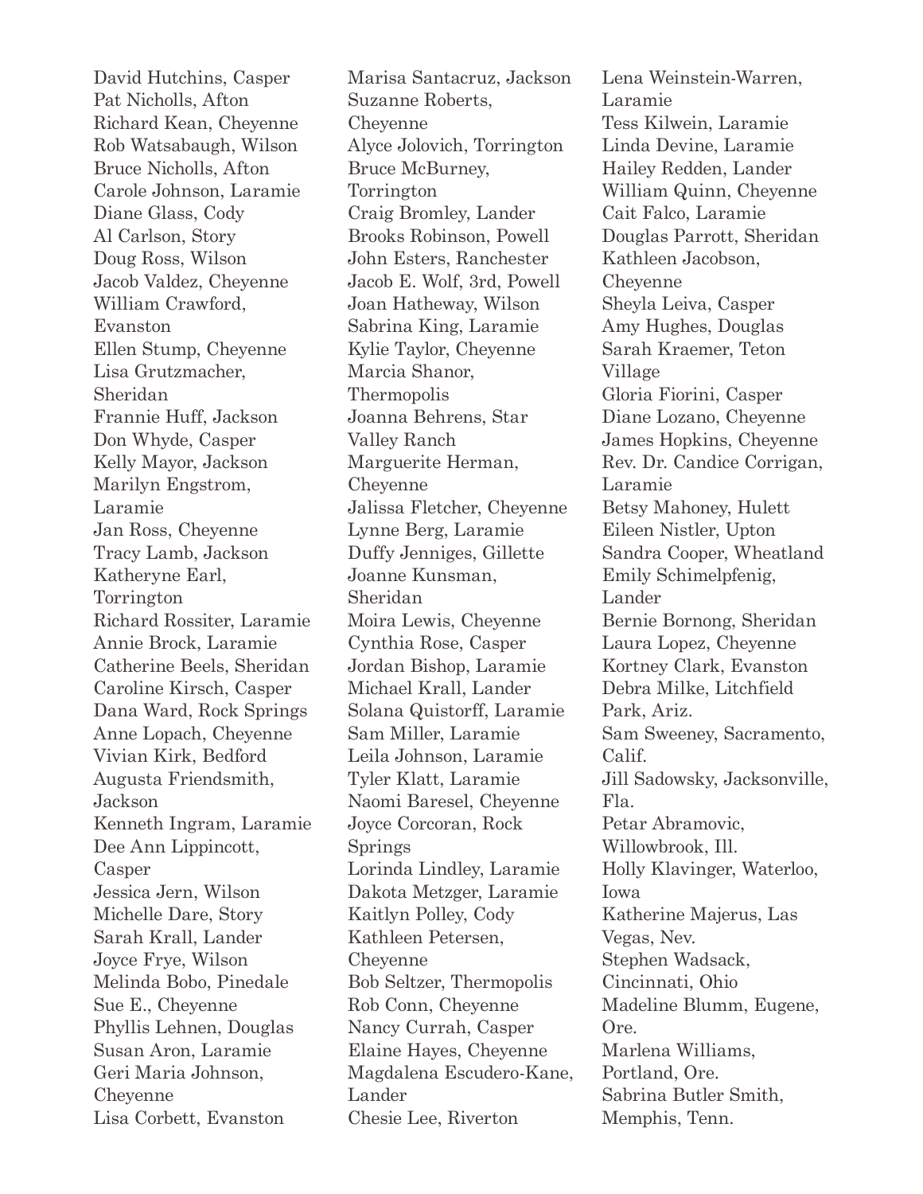David Hutchins, Casper
Pat Nicholls, Afton
Richard Kean, Cheyenne
Rob Watsabaugh, Wilson
Bruce Nicholls, Afton
Carole Johnson, Laramie
Diane Glass, Cody
Al Carlson, Story
Doug Ross, Wilson
Jacob Valdez, Cheyenne
William Crawford, Evanston
Ellen Stump, Cheyenne
Lisa Grutzmacher, Sheridan
Frannie Huff, Jackson
Don Whyde, Casper
Kelly Mayor, Jackson
Marilyn Engstrom, Laramie
Jan Ross, Cheyenne
Tracy Lamb, Jackson
Katheryne Earl, Torrington
Richard Rossiter, Laramie
Annie Brock, Laramie
Catherine Beels, Sheridan
Caroline Kirsch, Casper
Dana Ward, Rock Springs
Anne Lopach, Cheyenne
Vivian Kirk, Bedford
Augusta Friendsmith, Jackson
Kenneth Ingram, Laramie
Dee Ann Lippincott, Casper
Jessica Jern, Wilson
Michelle Dare, Story
Sarah Krall, Lander
Joyce Frye, Wilson
Melinda Bobo, Pinedale
Sue E., Cheyenne
Phyllis Lehnen, Douglas
Susan Aron, Laramie
Geri Maria Johnson, Cheyenne
Lisa Corbett, Evanston
Marisa Santacruz, Jackson
Suzanne Roberts, Cheyenne
Alyce Jolovich, Torrington
Bruce McBurney, Torrington
Craig Bromley, Lander
Brooks Robinson, Powell
John Esters, Ranchester
Jacob E. Wolf, 3rd, Powell
Joan Hatheway, Wilson
Sabrina King, Laramie
Kylie Taylor, Cheyenne
Marcia Shanor, Thermopolis
Joanna Behrens, Star Valley Ranch
Marguerite Herman, Cheyenne
Jalissa Fletcher, Cheyenne
Lynne Berg, Laramie
Duffy Jenniges, Gillette
Joanne Kunsman, Sheridan
Moira Lewis, Cheyenne
Cynthia Rose, Casper
Jordan Bishop, Laramie
Michael Krall, Lander
Solana Quistorff, Laramie
Sam Miller, Laramie
Leila Johnson, Laramie
Tyler Klatt, Laramie
Naomi Baresel, Cheyenne
Joyce Corcoran, Rock Springs
Lorinda Lindley, Laramie
Dakota Metzger, Laramie
Kaitlyn Polley, Cody
Kathleen Petersen, Cheyenne
Bob Seltzer, Thermopolis
Rob Conn, Cheyenne
Nancy Currah, Casper
Elaine Hayes, Cheyenne
Magdalena Escudero-Kane, Lander
Chesie Lee, Riverton
Lena Weinstein-Warren, Laramie
Tess Kilwein, Laramie
Linda Devine, Laramie
Hailey Redden, Lander
William Quinn, Cheyenne
Cait Falco, Laramie
Douglas Parrott, Sheridan
Kathleen Jacobson, Cheyenne
Sheyla Leiva, Casper
Amy Hughes, Douglas
Sarah Kraemer, Teton Village
Gloria Fiorini, Casper
Diane Lozano, Cheyenne
James Hopkins, Cheyenne
Rev. Dr. Candice Corrigan, Laramie
Betsy Mahoney, Hulett
Eileen Nistler, Upton
Sandra Cooper, Wheatland
Emily Schimelpfenig, Lander
Bernie Bornong, Sheridan
Laura Lopez, Cheyenne
Kortney Clark, Evanston
Debra Milke, Litchfield Park, Ariz.
Sam Sweeney, Sacramento, Calif.
Jill Sadowsky, Jacksonville, Fla.
Petar Abramovic, Willowbrook, Ill.
Holly Klavinger, Waterloo, Iowa
Katherine Majerus, Las Vegas, Nev.
Stephen Wadsack, Cincinnati, Ohio
Madeline Blumm, Eugene, Ore.
Marlena Williams, Portland, Ore.
Sabrina Butler Smith, Memphis, Tenn.